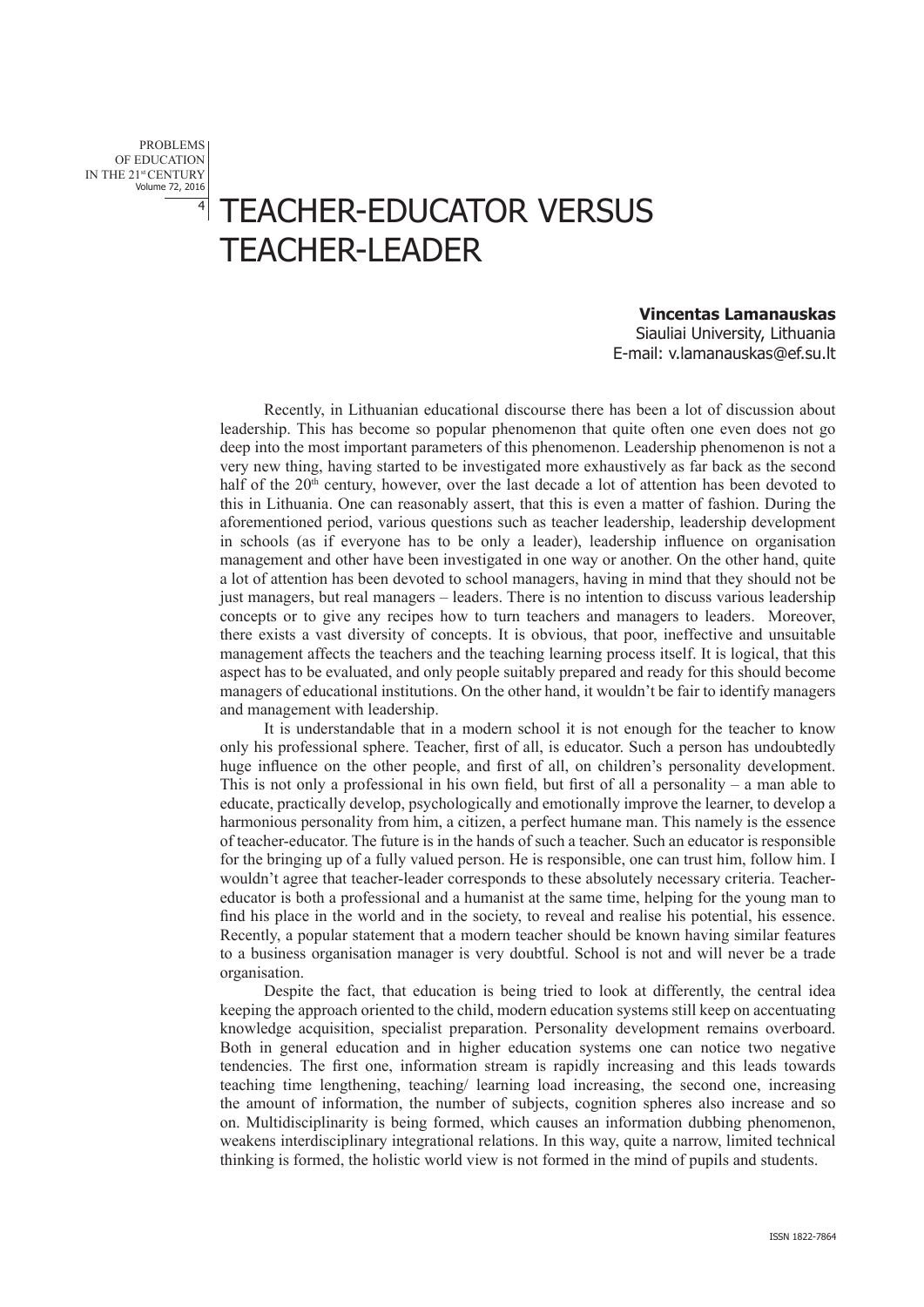# TEACHER-EDUCATOR VERSUS TEACHER-LEADER

**Vincentas Lamanauskas**
Siauliai University, Lithuania
E-mail: v.lamanauskas@ef.su.lt

Recently, in Lithuanian educational discourse there has been a lot of discussion about leadership. This has become so popular phenomenon that quite often one even does not go deep into the most important parameters of this phenomenon. Leadership phenomenon is not a very new thing, having started to be investigated more exhaustively as far back as the second half of the 20th century, however, over the last decade a lot of attention has been devoted to this in Lithuania. One can reasonably assert, that this is even a matter of fashion. During the aforementioned period, various questions such as teacher leadership, leadership development in schools (as if everyone has to be only a leader), leadership influence on organisation management and other have been investigated in one way or another. On the other hand, quite a lot of attention has been devoted to school managers, having in mind that they should not be just managers, but real managers – leaders. There is no intention to discuss various leadership concepts or to give any recipes how to turn teachers and managers to leaders. Moreover, there exists a vast diversity of concepts. It is obvious, that poor, ineffective and unsuitable management affects the teachers and the teaching learning process itself. It is logical, that this aspect has to be evaluated, and only people suitably prepared and ready for this should become managers of educational institutions. On the other hand, it wouldn't be fair to identify managers and management with leadership.

It is understandable that in a modern school it is not enough for the teacher to know only his professional sphere. Teacher, first of all, is educator. Such a person has undoubtedly huge influence on the other people, and first of all, on children's personality development. This is not only a professional in his own field, but first of all a personality – a man able to educate, practically develop, psychologically and emotionally improve the learner, to develop a harmonious personality from him, a citizen, a perfect humane man. This namely is the essence of teacher-educator. The future is in the hands of such a teacher. Such an educator is responsible for the bringing up of a fully valued person. He is responsible, one can trust him, follow him. I wouldn't agree that teacher-leader corresponds to these absolutely necessary criteria. Teacher-educator is both a professional and a humanist at the same time, helping for the young man to find his place in the world and in the society, to reveal and realise his potential, his essence. Recently, a popular statement that a modern teacher should be known having similar features to a business organisation manager is very doubtful. School is not and will never be a trade organisation.

Despite the fact, that education is being tried to look at differently, the central idea keeping the approach oriented to the child, modern education systems still keep on accentuating knowledge acquisition, specialist preparation. Personality development remains overboard. Both in general education and in higher education systems one can notice two negative tendencies. The first one, information stream is rapidly increasing and this leads towards teaching time lengthening, teaching/ learning load increasing, the second one, increasing the amount of information, the number of subjects, cognition spheres also increase and so on. Multidisciplinarity is being formed, which causes an information dubbing phenomenon, weakens interdisciplinary integrational relations. In this way, quite a narrow, limited technical thinking is formed, the holistic world view is not formed in the mind of pupils and students.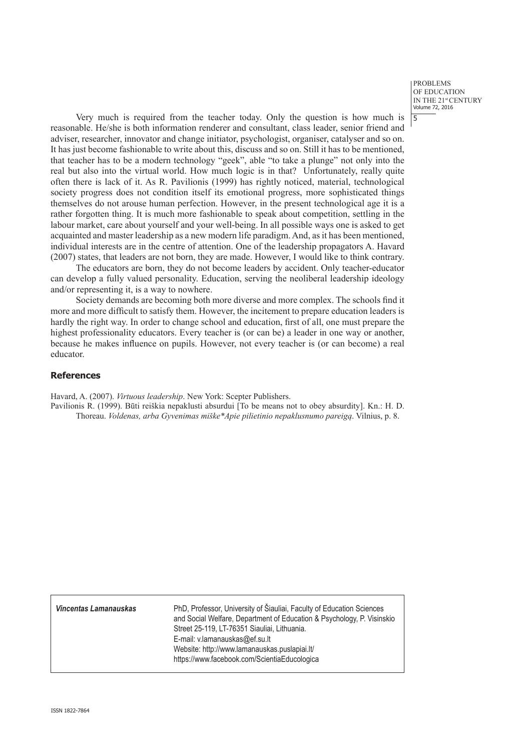Very much is required from the teacher today. Only the question is how much is reasonable. He/she is both information renderer and consultant, class leader, senior friend and adviser, researcher, innovator and change initiator, psychologist, organiser, catalyser and so on. It has just become fashionable to write about this, discuss and so on. Still it has to be mentioned, that teacher has to be a modern technology "geek", able "to take a plunge" not only into the real but also into the virtual world. How much logic is in that? Unfortunately, really quite often there is lack of it. As R. Pavilionis (1999) has rightly noticed, material, technological society progress does not condition itself its emotional progress, more sophisticated things themselves do not arouse human perfection. However, in the present technological age it is a rather forgotten thing. It is much more fashionable to speak about competition, settling in the labour market, care about yourself and your well-being. In all possible ways one is asked to get acquainted and master leadership as a new modern life paradigm. And, as it has been mentioned, individual interests are in the centre of attention. One of the leadership propagators A. Havard (2007) states, that leaders are not born, they are made. However, I would like to think contrary.

The educators are born, they do not become leaders by accident. Only teacher-educator can develop a fully valued personality. Education, serving the neoliberal leadership ideology and/or representing it, is a way to nowhere.

Society demands are becoming both more diverse and more complex. The schools find it more and more difficult to satisfy them. However, the incitement to prepare education leaders is hardly the right way. In order to change school and education, first of all, one must prepare the highest professionality educators. Every teacher is (or can be) a leader in one way or another, because he makes influence on pupils. However, not every teacher is (or can become) a real educator.

## References

Havard, A. (2007). *Virtuous leadership*. New York: Scepter Publishers.

Pavilionis R. (1999). Būti reiškia nepaklusti absurdui [To be means not to obey absurdity]. Kn.: H. D. Thoreau. *Voldenas, arba Gyvenimas miške\*Apie pilietinio nepaklusnumo pareigą*. Vilnius, p. 8.

| | |
|---|---|
| ***Vincentas Lamanauskas*** | PhD, Professor, University of Šiauliai, Faculty of Education Sciences and Social Welfare, Department of Education & Psychology, P. Visinskio Street 25-119, LT-76351 Siauliai, Lithuania.<br>E-mail: v.lamanauskas@ef.su.lt<br>Website: http://www.lamanauskas.puslapiai.lt/<br>https://www.facebook.com/ScientiaEducologica |